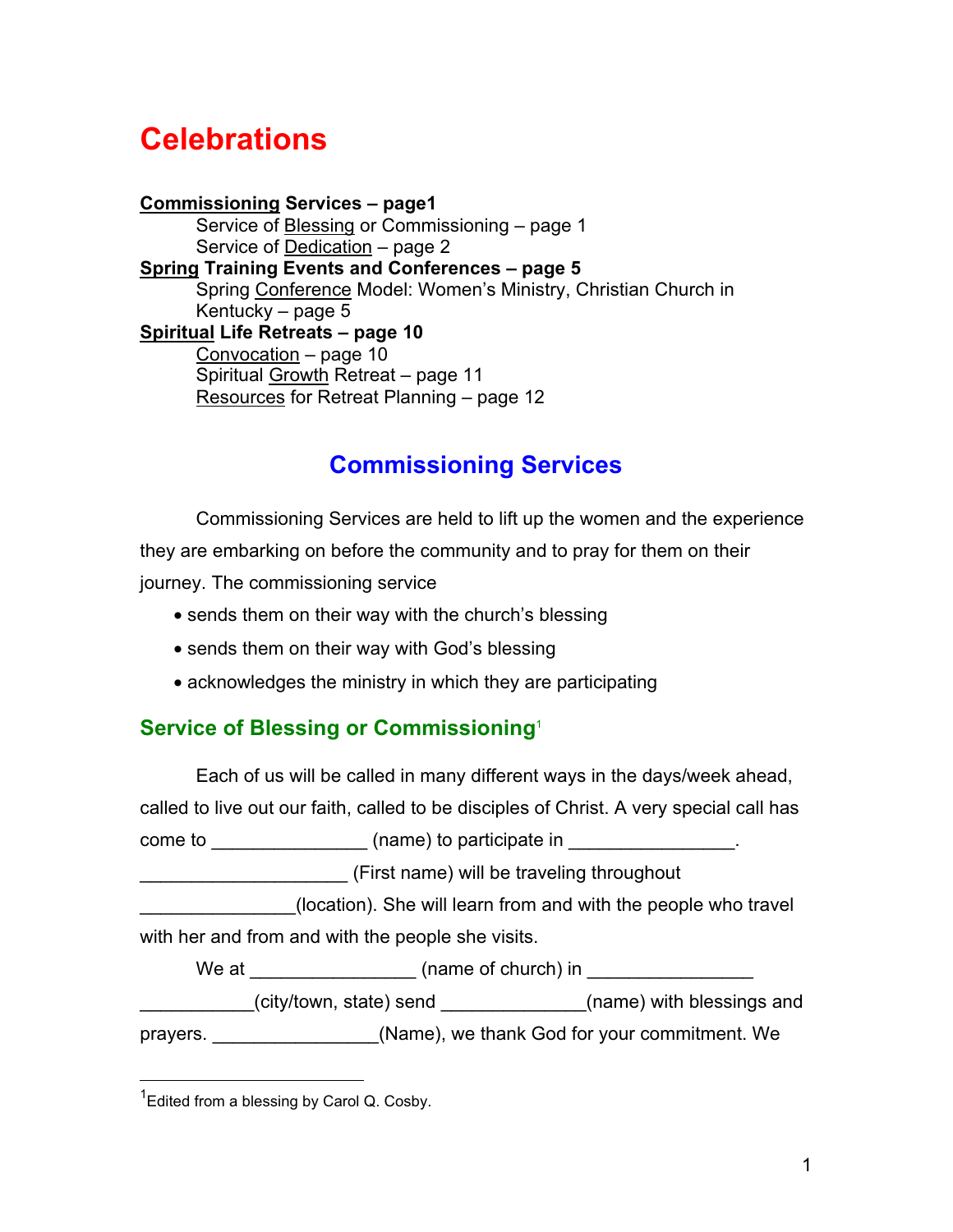# Celebrations

**Commissioning Services – page1**
  Service of Blessing or Commissioning – page 1
  Service of Dedication – page 2
**Spring Training Events and Conferences – page 5**
  Spring Conference Model: Women's Ministry, Christian Church in Kentucky – page 5
**Spiritual Life Retreats – page 10**
  Convocation – page 10
  Spiritual Growth Retreat – page 11
  Resources for Retreat Planning – page 12

## Commissioning Services

Commissioning Services are held to lift up the women and the experience they are embarking on before the community and to pray for them on their journey. The commissioning service

- sends them on their way with the church's blessing
- sends them on their way with God's blessing
- acknowledges the ministry in which they are participating

### Service of Blessing or Commissioning[1]

Each of us will be called in many different ways in the days/week ahead, called to live out our faith, called to be disciples of Christ. A very special call has come to _______________ (name) to participate in ________________. ____________________ (First name) will be traveling throughout _______________(location). She will learn from and with the people who travel with her and from and with the people she visits.

We at ________________ (name of church) in ________________ ___________(city/town, state) send ______________(name) with blessings and prayers. ________________(Name), we thank God for your commitment. We

[1]Edited from a blessing by Carol Q. Cosby.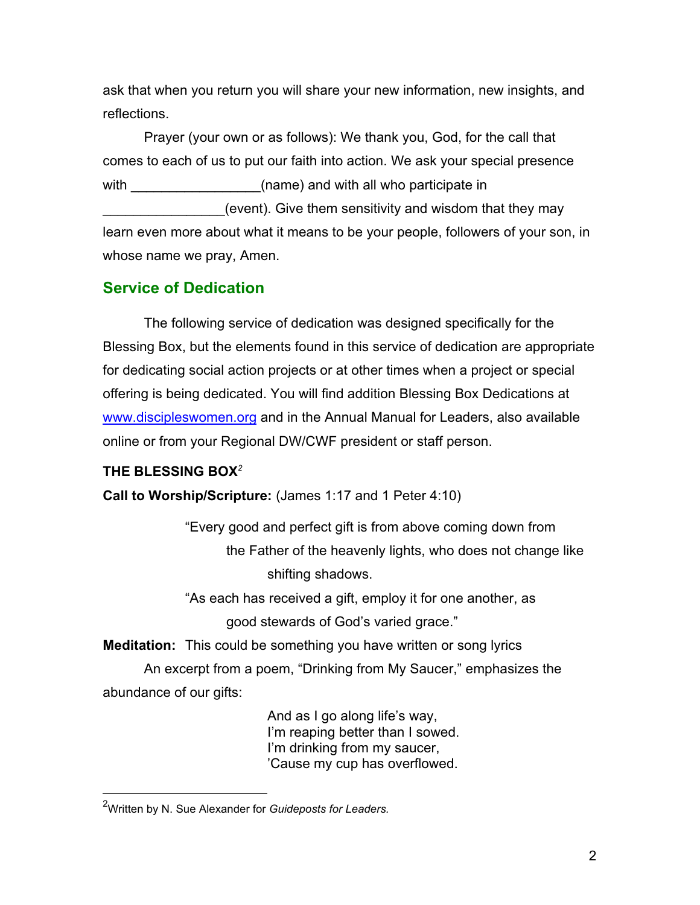ask that when you return you will share your new information, new insights, and reflections.

Prayer (your own or as follows): We thank you, God, for the call that comes to each of us to put our faith into action. We ask your special presence with _________________(name) and with all who participate in ________________(event). Give them sensitivity and wisdom that they may learn even more about what it means to be your people, followers of your son, in whose name we pray, Amen.

## Service of Dedication

The following service of dedication was designed specifically for the Blessing Box, but the elements found in this service of dedication are appropriate for dedicating social action projects or at other times when a project or special offering is being dedicated. You will find addition Blessing Box Dedications at www.discipleswomen.org and in the Annual Manual for Leaders, also available online or from your Regional DW/CWF president or staff person.

**THE BLESSING BOX**[2]

**Call to Worship/Scripture:** (James 1:17 and 1 Peter 4:10)

> "Every good and perfect gift is from above coming down from
> the Father of the heavenly lights, who does not change like
> shifting shadows.
> "As each has received a gift, employ it for one another, as
> good stewards of God's varied grace."

**Meditation:** This could be something you have written or song lyrics

An excerpt from a poem, "Drinking from My Saucer," emphasizes the abundance of our gifts:

> And as I go along life's way,
> I'm reaping better than I sowed.
> I'm drinking from my saucer,
> 'Cause my cup has overflowed.

---

[2]Written by N. Sue Alexander for *Guideposts for Leaders.*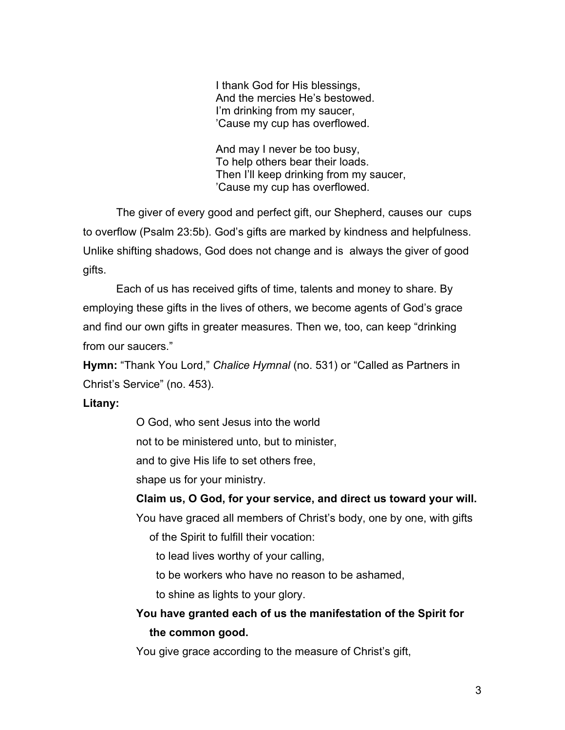I thank God for His blessings,  
And the mercies He's bestowed.  
I'm drinking from my saucer,  
'Cause my cup has overflowed.

And may I never be too busy,  
To help others bear their loads.  
Then I'll keep drinking from my saucer,  
'Cause my cup has overflowed.

The giver of every good and perfect gift, our Shepherd, causes our cups to overflow (Psalm 23:5b). God's gifts are marked by kindness and helpfulness. Unlike shifting shadows, God does not change and is always the giver of good gifts.

Each of us has received gifts of time, talents and money to share. By employing these gifts in the lives of others, we become agents of God's grace and find our own gifts in greater measures. Then we, too, can keep "drinking from our saucers."

**Hymn:** "Thank You Lord," *Chalice Hymnal* (no. 531) or "Called as Partners in Christ's Service" (no. 453).

**Litany:**

O God, who sent Jesus into the world  
not to be ministered unto, but to minister,  
and to give His life to set others free,  
shape us for your ministry.

**Claim us, O God, for your service, and direct us toward your will.**

You have graced all members of Christ's body, one by one, with gifts of the Spirit to fulfill their vocation:  
to lead lives worthy of your calling,  
to be workers who have no reason to be ashamed,  
to shine as lights to your glory.

**You have granted each of us the manifestation of the Spirit for the common good.**

You give grace according to the measure of Christ's gift,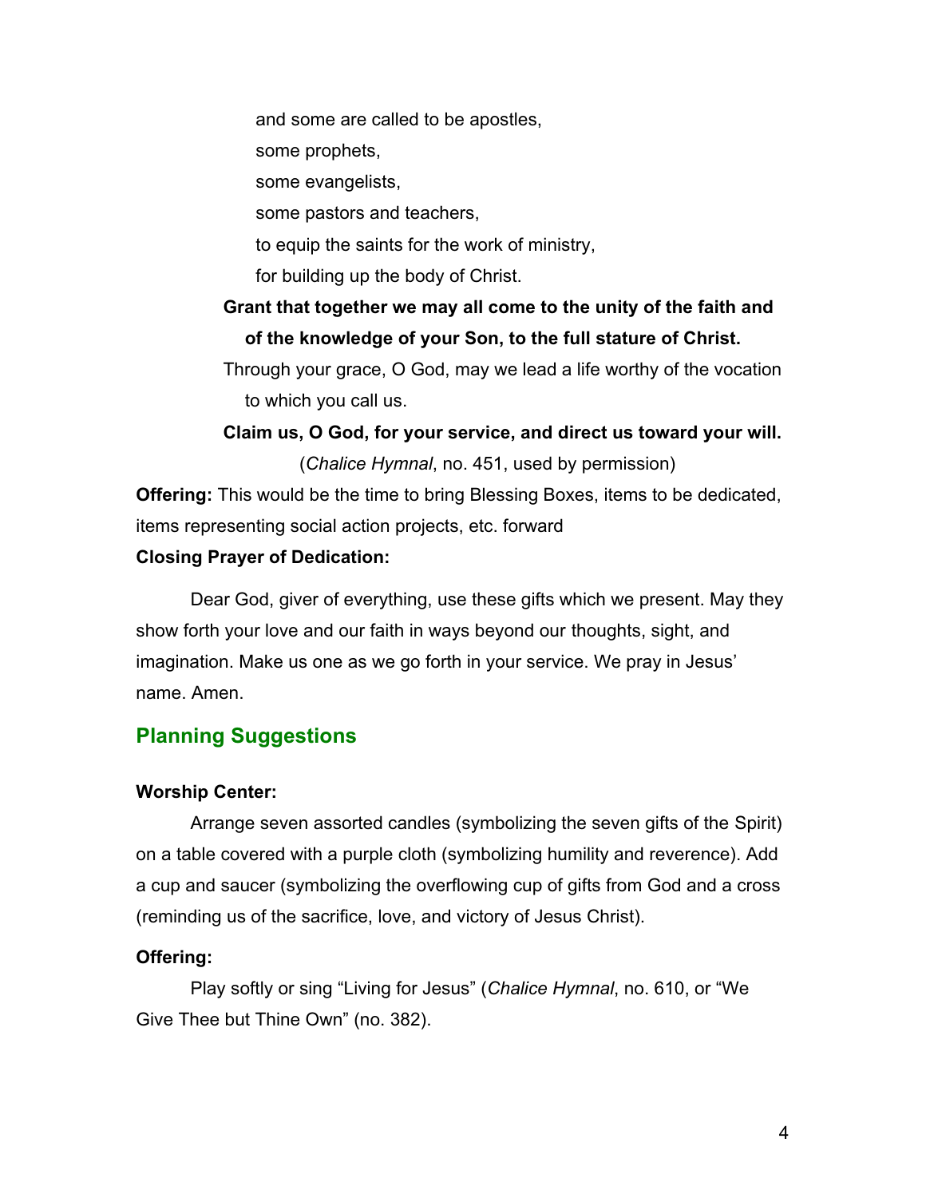and some are called to be apostles,

some prophets,

some evangelists,

some pastors and teachers,

to equip the saints for the work of ministry,

for building up the body of Christ.

**Grant that together we may all come to the unity of the faith and of the knowledge of your Son, to the full stature of Christ.**

Through your grace, O God, may we lead a life worthy of the vocation to which you call us.

**Claim us, O God, for your service, and direct us toward your will.**

(*Chalice Hymnal*, no. 451, used by permission)

**Offering:** This would be the time to bring Blessing Boxes, items to be dedicated, items representing social action projects, etc. forward

**Closing Prayer of Dedication:**

Dear God, giver of everything, use these gifts which we present. May they show forth your love and our faith in ways beyond our thoughts, sight, and imagination. Make us one as we go forth in your service. We pray in Jesus' name. Amen.

## Planning Suggestions

**Worship Center:**

Arrange seven assorted candles (symbolizing the seven gifts of the Spirit) on a table covered with a purple cloth (symbolizing humility and reverence). Add a cup and saucer (symbolizing the overflowing cup of gifts from God and a cross (reminding us of the sacrifice, love, and victory of Jesus Christ).

**Offering:**

Play softly or sing "Living for Jesus" (*Chalice Hymnal*, no. 610, or "We Give Thee but Thine Own" (no. 382).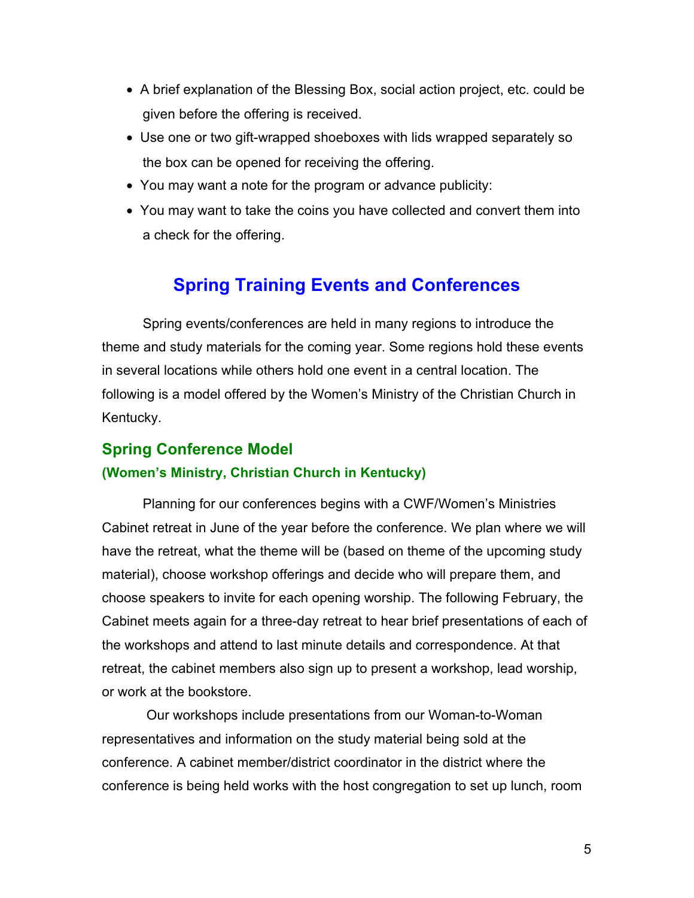- A brief explanation of the Blessing Box, social action project, etc. could be given before the offering is received.
- Use one or two gift-wrapped shoeboxes with lids wrapped separately so the box can be opened for receiving the offering.
- You may want a note for the program or advance publicity:
- You may want to take the coins you have collected and convert them into a check for the offering.

## Spring Training Events and Conferences

Spring events/conferences are held in many regions to introduce the theme and study materials for the coming year. Some regions hold these events in several locations while others hold one event in a central location. The following is a model offered by the Women's Ministry of the Christian Church in Kentucky.

### Spring Conference Model

#### (Women's Ministry, Christian Church in Kentucky)

Planning for our conferences begins with a CWF/Women's Ministries Cabinet retreat in June of the year before the conference. We plan where we will have the retreat, what the theme will be (based on theme of the upcoming study material), choose workshop offerings and decide who will prepare them, and choose speakers to invite for each opening worship. The following February, the Cabinet meets again for a three-day retreat to hear brief presentations of each of the workshops and attend to last minute details and correspondence. At that retreat, the cabinet members also sign up to present a workshop, lead worship, or work at the bookstore.

Our workshops include presentations from our Woman-to-Woman representatives and information on the study material being sold at the conference. A cabinet member/district coordinator in the district where the conference is being held works with the host congregation to set up lunch, room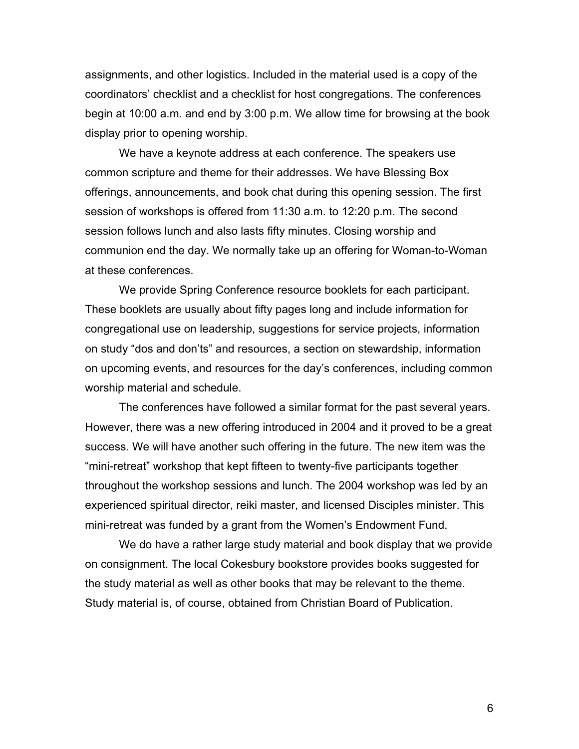assignments, and other logistics. Included in the material used is a copy of the coordinators' checklist and a checklist for host congregations. The conferences begin at 10:00 a.m. and end by 3:00 p.m. We allow time for browsing at the book display prior to opening worship.

We have a keynote address at each conference. The speakers use common scripture and theme for their addresses. We have Blessing Box offerings, announcements, and book chat during this opening session. The first session of workshops is offered from 11:30 a.m. to 12:20 p.m. The second session follows lunch and also lasts fifty minutes. Closing worship and communion end the day. We normally take up an offering for Woman-to-Woman at these conferences.

We provide Spring Conference resource booklets for each participant. These booklets are usually about fifty pages long and include information for congregational use on leadership, suggestions for service projects, information on study "dos and don'ts" and resources, a section on stewardship, information on upcoming events, and resources for the day's conferences, including common worship material and schedule.

The conferences have followed a similar format for the past several years. However, there was a new offering introduced in 2004 and it proved to be a great success. We will have another such offering in the future. The new item was the "mini-retreat" workshop that kept fifteen to twenty-five participants together throughout the workshop sessions and lunch. The 2004 workshop was led by an experienced spiritual director, reiki master, and licensed Disciples minister. This mini-retreat was funded by a grant from the Women's Endowment Fund.

We do have a rather large study material and book display that we provide on consignment. The local Cokesbury bookstore provides books suggested for the study material as well as other books that may be relevant to the theme. Study material is, of course, obtained from Christian Board of Publication.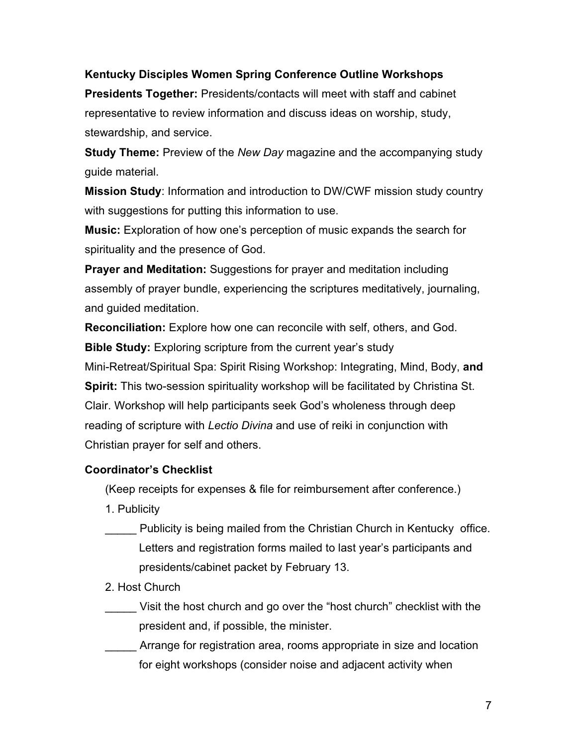**Kentucky Disciples Women Spring Conference Outline Workshops**

**Presidents Together:** Presidents/contacts will meet with staff and cabinet representative to review information and discuss ideas on worship, study, stewardship, and service.

**Study Theme:** Preview of the *New Day* magazine and the accompanying study guide material.

**Mission Study**: Information and introduction to DW/CWF mission study country with suggestions for putting this information to use.

**Music:** Exploration of how one's perception of music expands the search for spirituality and the presence of God.

**Prayer and Meditation:** Suggestions for prayer and meditation including assembly of prayer bundle, experiencing the scriptures meditatively, journaling, and guided meditation.

**Reconciliation:** Explore how one can reconcile with self, others, and God.

**Bible Study:** Exploring scripture from the current year's study

Mini-Retreat/Spiritual Spa: Spirit Rising Workshop: Integrating, Mind, Body, **and Spirit:** This two-session spirituality workshop will be facilitated by Christina St. Clair. Workshop will help participants seek God's wholeness through deep reading of scripture with *Lectio Divina* and use of reiki in conjunction with Christian prayer for self and others.

**Coordinator's Checklist**

(Keep receipts for expenses & file for reimbursement after conference.)

1. Publicity

_____ Publicity is being mailed from the Christian Church in Kentucky office. Letters and registration forms mailed to last year's participants and presidents/cabinet packet by February 13.

2. Host Church

_____ Visit the host church and go over the "host church" checklist with the president and, if possible, the minister.

_____ Arrange for registration area, rooms appropriate in size and location for eight workshops (consider noise and adjacent activity when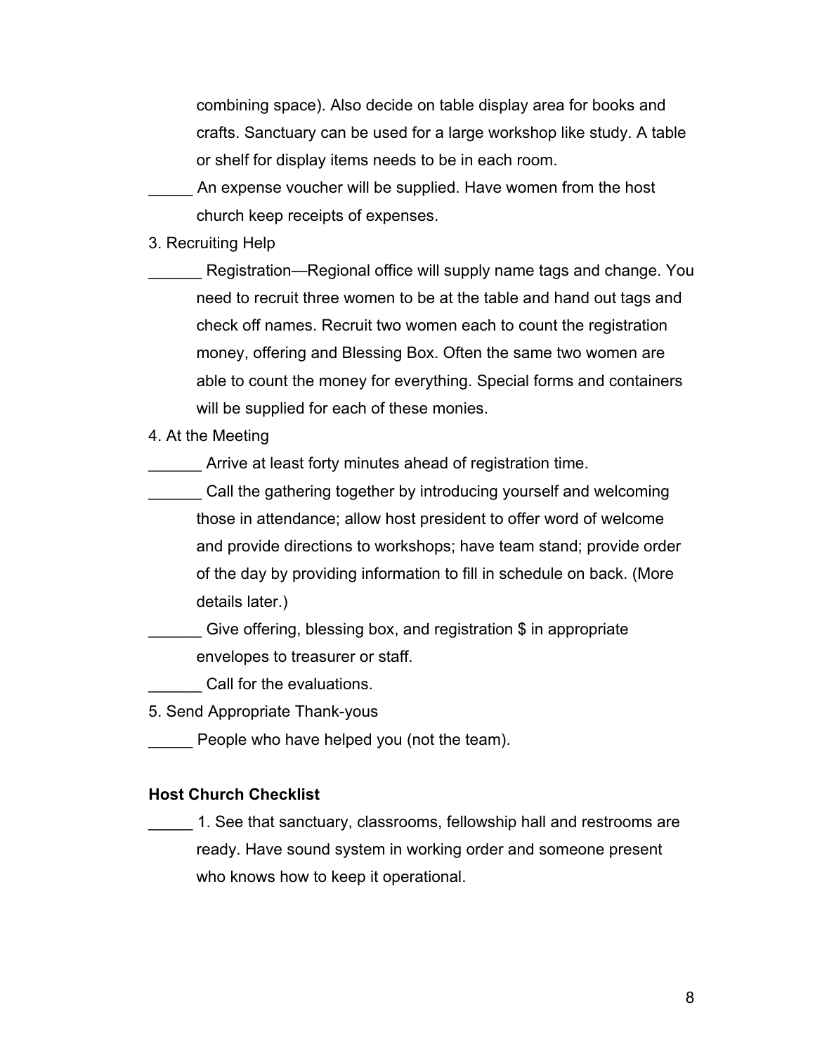combining space). Also decide on table display area for books and crafts. Sanctuary can be used for a large workshop like study. A table or shelf for display items needs to be in each room.

_____ An expense voucher will be supplied. Have women from the host church keep receipts of expenses.

3. Recruiting Help

______ Registration—Regional office will supply name tags and change. You need to recruit three women to be at the table and hand out tags and check off names. Recruit two women each to count the registration money, offering and Blessing Box. Often the same two women are able to count the money for everything. Special forms and containers will be supplied for each of these monies.

4. At the Meeting

______ Arrive at least forty minutes ahead of registration time.

______ Call the gathering together by introducing yourself and welcoming those in attendance; allow host president to offer word of welcome and provide directions to workshops; have team stand; provide order of the day by providing information to fill in schedule on back. (More details later.)

______ Give offering, blessing box, and registration $ in appropriate envelopes to treasurer or staff.

______ Call for the evaluations.

5. Send Appropriate Thank-yous

_____ People who have helped you (not the team).

**Host Church Checklist**

_____ 1. See that sanctuary, classrooms, fellowship hall and restrooms are ready. Have sound system in working order and someone present who knows how to keep it operational.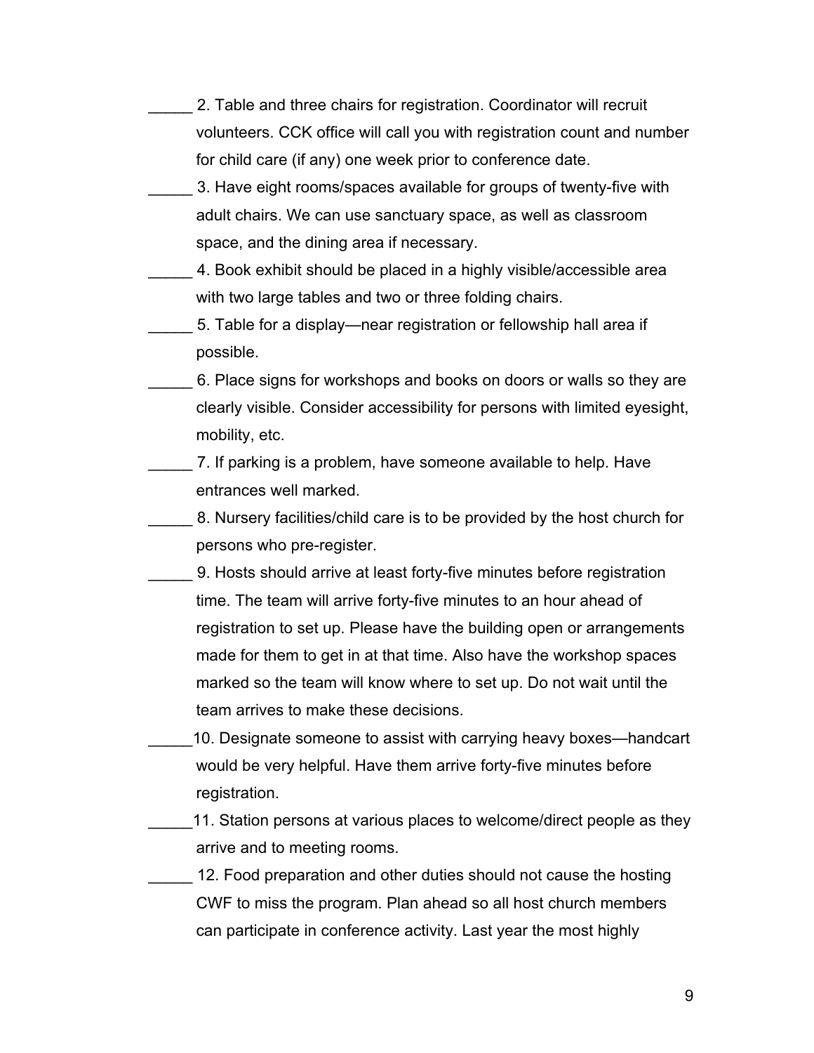_____ 2. Table and three chairs for registration. Coordinator will recruit volunteers. CCK office will call you with registration count and number for child care (if any) one week prior to conference date.

_____ 3. Have eight rooms/spaces available for groups of twenty-five with adult chairs. We can use sanctuary space, as well as classroom space, and the dining area if necessary.

_____ 4. Book exhibit should be placed in a highly visible/accessible area with two large tables and two or three folding chairs.

_____ 5. Table for a display—near registration or fellowship hall area if possible.

_____ 6. Place signs for workshops and books on doors or walls so they are clearly visible. Consider accessibility for persons with limited eyesight, mobility, etc.

_____ 7. If parking is a problem, have someone available to help. Have entrances well marked.

_____ 8. Nursery facilities/child care is to be provided by the host church for persons who pre-register.

_____ 9. Hosts should arrive at least forty-five minutes before registration time. The team will arrive forty-five minutes to an hour ahead of registration to set up. Please have the building open or arrangements made for them to get in at that time. Also have the workshop spaces marked so the team will know where to set up. Do not wait until the team arrives to make these decisions.

_____10. Designate someone to assist with carrying heavy boxes—handcart would be very helpful. Have them arrive forty-five minutes before registration.

_____11. Station persons at various places to welcome/direct people as they arrive and to meeting rooms.

_____ 12. Food preparation and other duties should not cause the hosting CWF to miss the program. Plan ahead so all host church members can participate in conference activity. Last year the most highly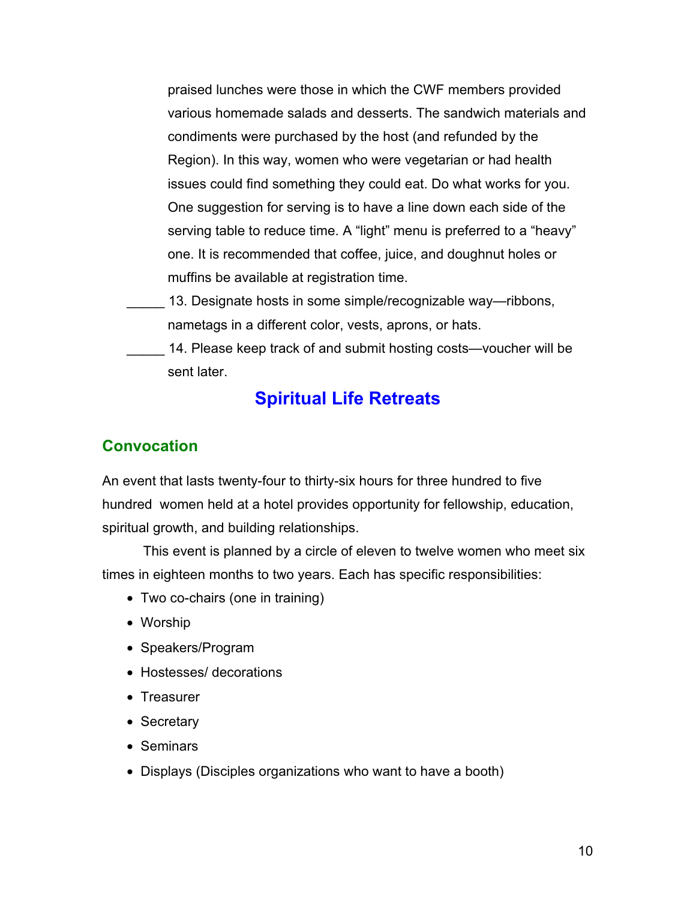praised lunches were those in which the CWF members provided various homemade salads and desserts. The sandwich materials and condiments were purchased by the host (and refunded by the Region). In this way, women who were vegetarian or had health issues could find something they could eat. Do what works for you. One suggestion for serving is to have a line down each side of the serving table to reduce time. A "light" menu is preferred to a "heavy" one. It is recommended that coffee, juice, and doughnut holes or muffins be available at registration time.

_____ 13. Designate hosts in some simple/recognizable way—ribbons, nametags in a different color, vests, aprons, or hats.

_____ 14. Please keep track of and submit hosting costs—voucher will be sent later.

# Spiritual Life Retreats

## Convocation

An event that lasts twenty-four to thirty-six hours for three hundred to five hundred women held at a hotel provides opportunity for fellowship, education, spiritual growth, and building relationships.

This event is planned by a circle of eleven to twelve women who meet six times in eighteen months to two years. Each has specific responsibilities:

- Two co-chairs (one in training)
- Worship
- Speakers/Program
- Hostesses/ decorations
- Treasurer
- Secretary
- Seminars
- Displays (Disciples organizations who want to have a booth)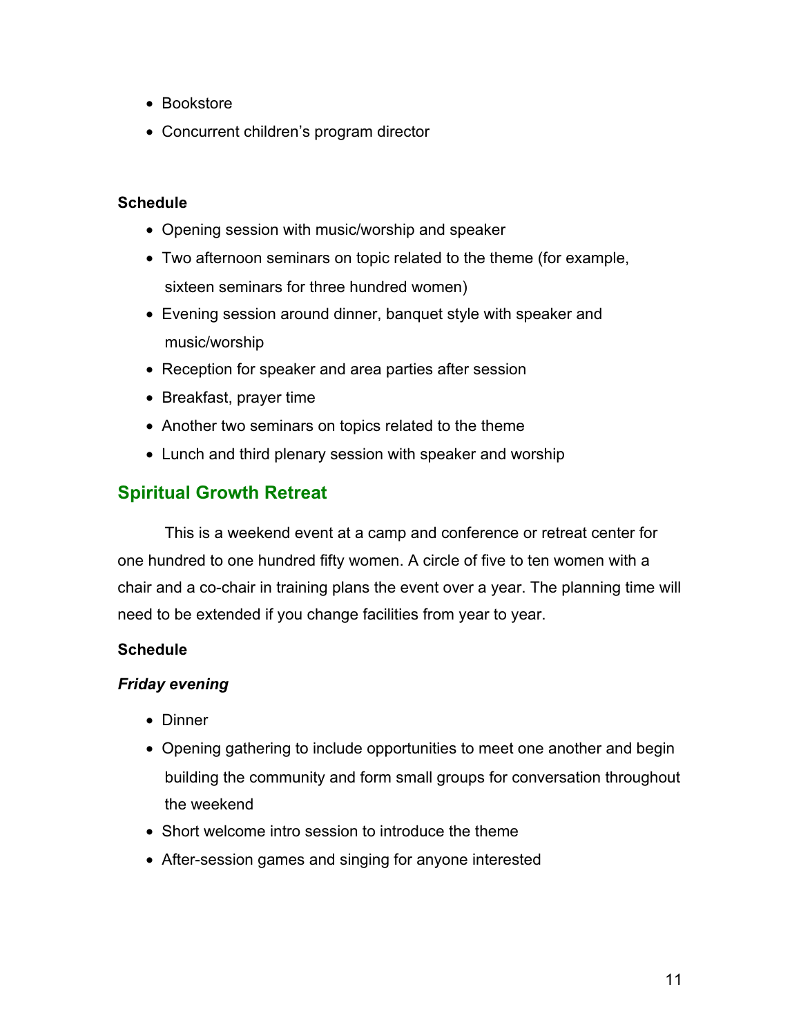- Bookstore
- Concurrent children's program director

**Schedule**

- Opening session with music/worship and speaker
- Two afternoon seminars on topic related to the theme (for example, sixteen seminars for three hundred women)
- Evening session around dinner, banquet style with speaker and music/worship
- Reception for speaker and area parties after session
- Breakfast, prayer time
- Another two seminars on topics related to the theme
- Lunch and third plenary session with speaker and worship

## Spiritual Growth Retreat

This is a weekend event at a camp and conference or retreat center for one hundred to one hundred fifty women. A circle of five to ten women with a chair and a co-chair in training plans the event over a year. The planning time will need to be extended if you change facilities from year to year.

**Schedule**

***Friday evening***

- Dinner
- Opening gathering to include opportunities to meet one another and begin building the community and form small groups for conversation throughout the weekend
- Short welcome intro session to introduce the theme
- After-session games and singing for anyone interested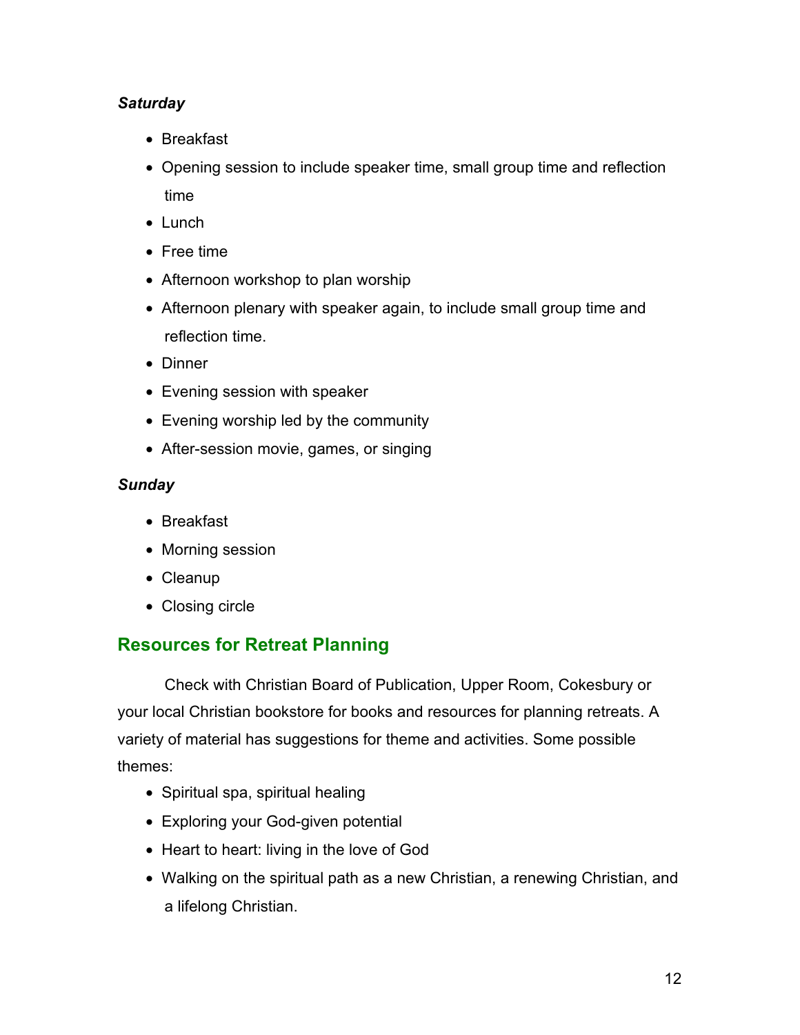***Saturday***

- Breakfast
- Opening session to include speaker time, small group time and reflection time
- Lunch
- Free time
- Afternoon workshop to plan worship
- Afternoon plenary with speaker again, to include small group time and reflection time.
- Dinner
- Evening session with speaker
- Evening worship led by the community
- After-session movie, games, or singing

***Sunday***

- Breakfast
- Morning session
- Cleanup
- Closing circle

## Resources for Retreat Planning

Check with Christian Board of Publication, Upper Room, Cokesbury or your local Christian bookstore for books and resources for planning retreats. A variety of material has suggestions for theme and activities. Some possible themes:

- Spiritual spa, spiritual healing
- Exploring your God-given potential
- Heart to heart: living in the love of God
- Walking on the spiritual path as a new Christian, a renewing Christian, and a lifelong Christian.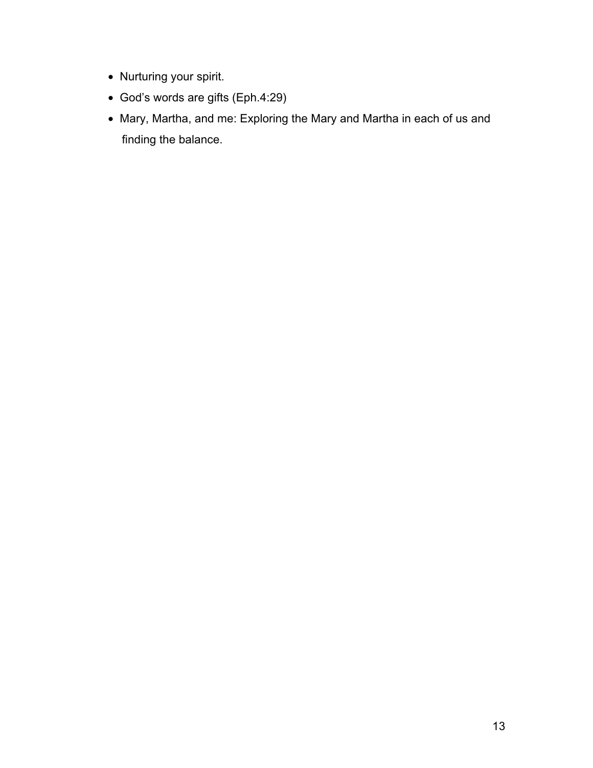- Nurturing your spirit.
- God's words are gifts (Eph.4:29)
- Mary, Martha, and me: Exploring the Mary and Martha in each of us and finding the balance.